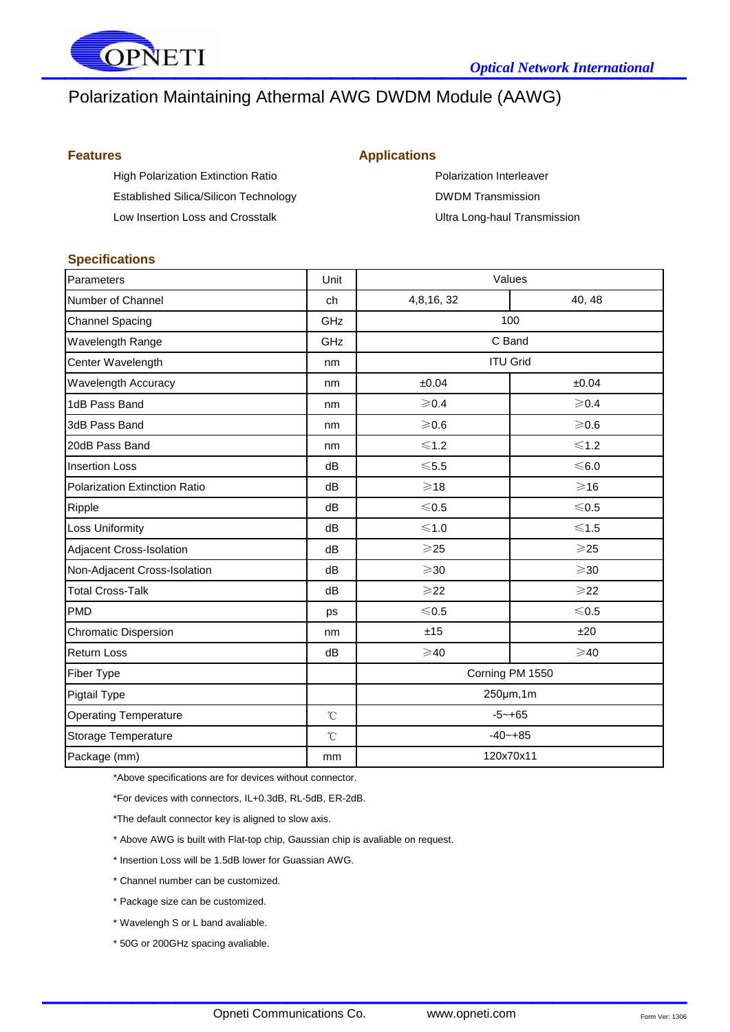# Polarization Maintaining Athermal AWG DWDM Module (AAWG)

## Features

- High Polarization Extinction Ratio
- Established Silica/Silicon Technology
- Low Insertion Loss and Crosstalk

## Applications

- Polarization Interleaver
- DWDM Transmission
- Ultra Long-haul Transmission

## Specifications

| Parameters | Unit | Values | |
|---|---|---|---|
| Number of Channel | ch | 4,8,16, 32 | 40, 48 |
| Channel Spacing | GHz | 100 | |
| Wavelength Range | GHz | C Band | |
| Center Wavelength | nm | ITU Grid | |
| Wavelength Accuracy | nm | ±0.04 | ±0.04 |
| 1dB Pass Band | nm | ≥0.4 | ≥0.4 |
| 3dB Pass Band | nm | ≥0.6 | ≥0.6 |
| 20dB Pass Band | nm | ≤1.2 | ≤1.2 |
| Insertion Loss | dB | ≤5.5 | ≤6.0 |
| Polarization Extinction Ratio | dB | ≥18 | ≥16 |
| Ripple | dB | ≤0.5 | ≤0.5 |
| Loss Uniformity | dB | ≤1.0 | ≤1.5 |
| Adjacent Cross-Isolation | dB | ≥25 | ≥25 |
| Non-Adjacent Cross-Isolation | dB | ≥30 | ≥30 |
| Total Cross-Talk | dB | ≥22 | ≥22 |
| PMD | ps | ≤0.5 | ≤0.5 |
| Chromatic Dispersion | nm | ±15 | ±20 |
| Return Loss | dB | ≥40 | ≥40 |
| Fiber Type | | Corning PM 1550 | |
| Pigtail Type | | 250µm,1m | |
| Operating Temperature | ℃ | -5~+65 | |
| Storage Temperature | ℃ | -40~+85 | |
| Package (mm) | mm | 120x70x11 | |

*Above specifications are for devices without connector.

*For devices with connectors, IL+0.3dB, RL-5dB, ER-2dB.

*The default connector key is aligned to slow axis.

* Above AWG is built with Flat-top chip, Gaussian chip is avaliable on request.

* Insertion Loss will be 1.5dB lower for Guassian AWG.

* Channel number can be customized.

* Package size can be customized.

* Wavelengh S or L band avaliable.

* 50G or 200GHz spacing avaliable.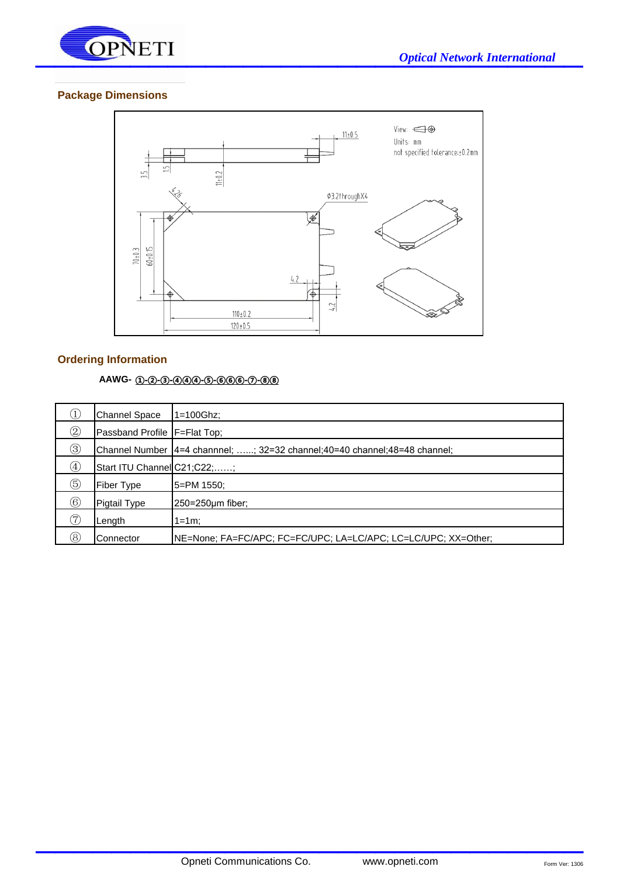## Package Dimensions

View:
Units: mm
not specified tolerance:±0.2mm

11±0.5
3.5
1.5
11±0.2
4-?6
Φ3.2throughX4
70±0.3
60±0.15
4.2
4.2
110±0.2
120±0.5

## Ordering Information

**AAWG- ①-②-③-④④④-⑤-⑥⑥⑥-⑦-⑧⑧**

| | | |
|---|---|---|
| ① | Channel Space | 1=100Ghz; |
| ② | Passband Profile | F=Flat Top; |
| ③ | Channel Number | 4=4 channnel; …...; 32=32 channel;40=40 channel;48=48 channel; |
| ④ | Start ITU Channel | C21;C22;……; |
| ⑤ | Fiber Type | 5=PM 1550; |
| ⑥ | Pigtail Type | 250=250μm fiber; |
| ⑦ | Length | 1=1m; |
| ⑧ | Connector | NE=None; FA=FC/APC; FC=FC/UPC; LA=LC/APC; LC=LC/UPC; XX=Other; |